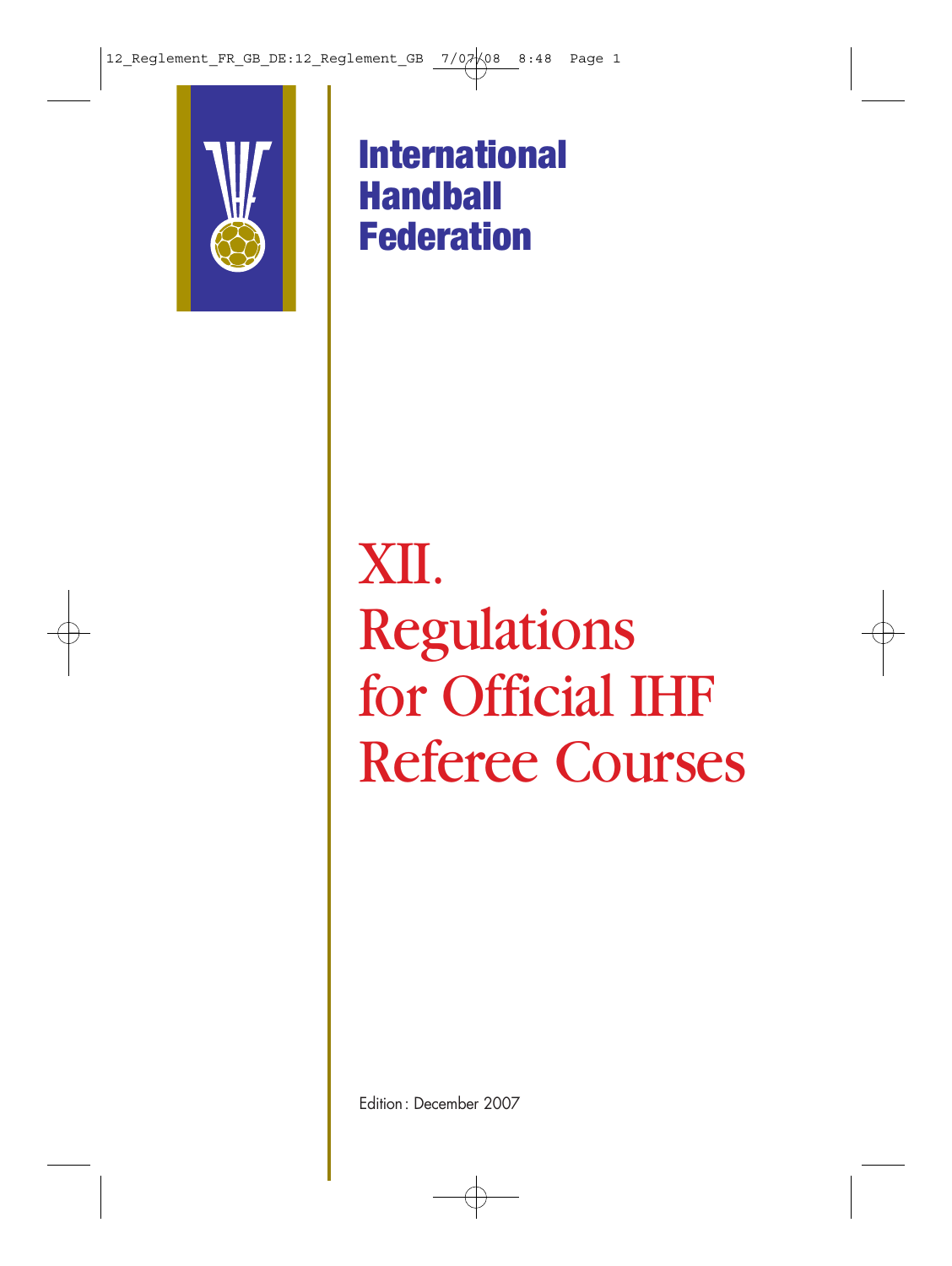**International Handball Federation**

# XII. Regulations for Official IHF Referee Courses

Edition: December 2007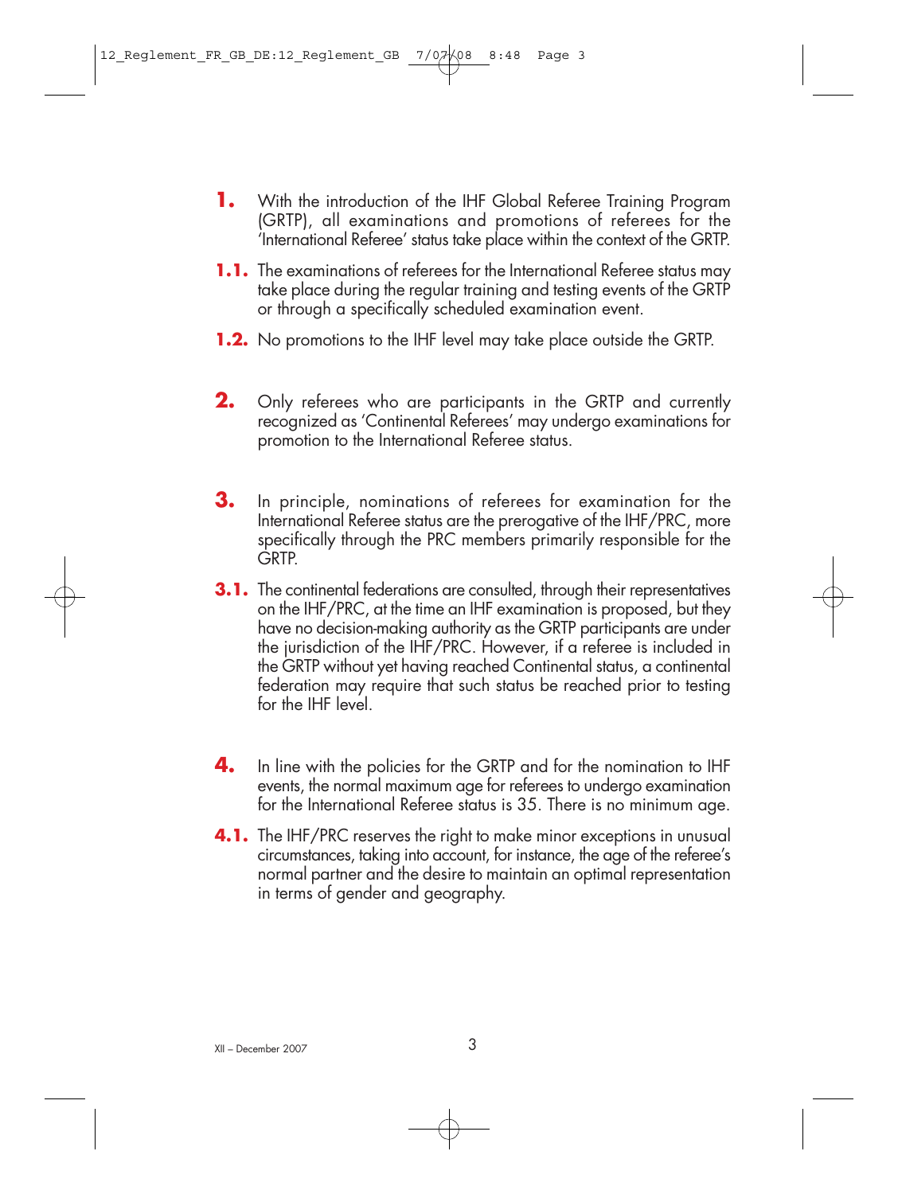**1.** With the introduction of the IHF Global Referee Training Program (GRTP), all examinations and promotions of referees for the 'International Referee' status take place within the context of the GRTP.

**1.1.** The examinations of referees for the International Referee status may take place during the regular training and testing events of the GRTP or through a specifically scheduled examination event.

**1.2.** No promotions to the IHF level may take place outside the GRTP.

**2.** Only referees who are participants in the GRTP and currently recognized as 'Continental Referees' may undergo examinations for promotion to the International Referee status.

**3.** In principle, nominations of referees for examination for the International Referee status are the prerogative of the IHF/PRC, more specifically through the PRC members primarily responsible for the GRTP.

**3.1.** The continental federations are consulted, through their representatives on the IHF/PRC, at the time an IHF examination is proposed, but they have no decision-making authority as the GRTP participants are under the jurisdiction of the IHF/PRC. However, if a referee is included in the GRTP without yet having reached Continental status, a continental federation may require that such status be reached prior to testing for the IHF level.

**4.** In line with the policies for the GRTP and for the nomination to IHF events, the normal maximum age for referees to undergo examination for the International Referee status is 35. There is no minimum age.

**4.1.** The IHF/PRC reserves the right to make minor exceptions in unusual circumstances, taking into account, for instance, the age of the referee's normal partner and the desire to maintain an optimal representation in terms of gender and geography.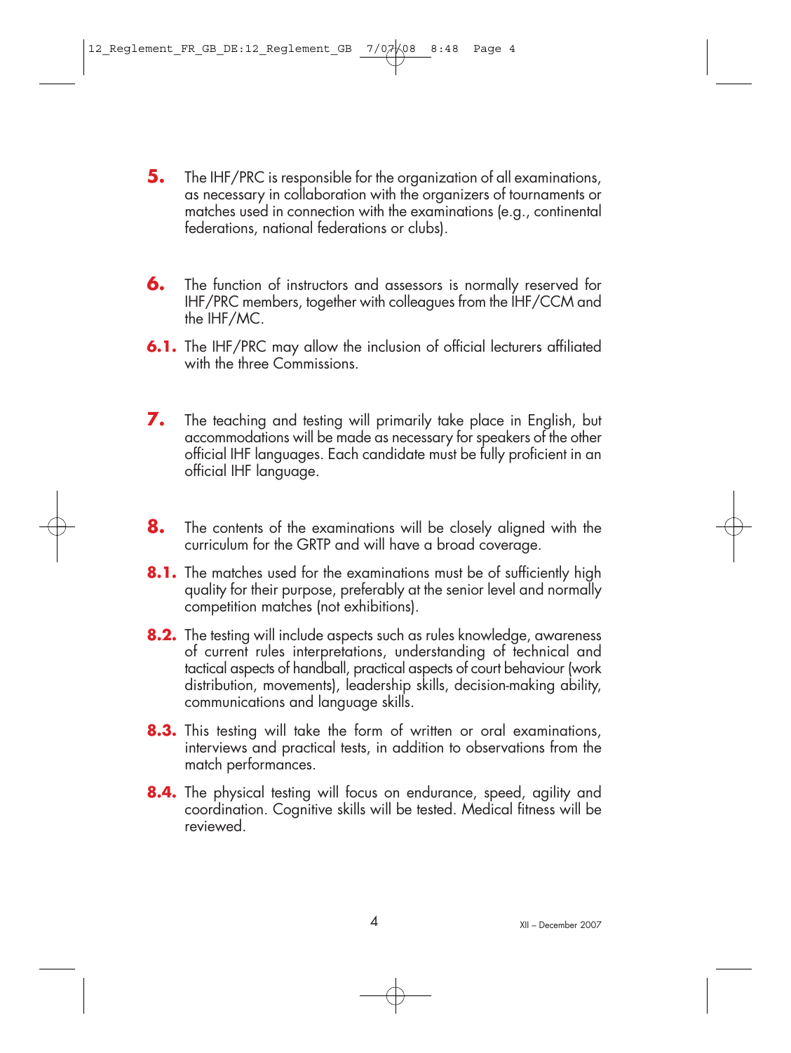**5.** The IHF/PRC is responsible for the organization of all examinations, as necessary in collaboration with the organizers of tournaments or matches used in connection with the examinations (e.g., continental federations, national federations or clubs).

**6.** The function of instructors and assessors is normally reserved for IHF/PRC members, together with colleagues from the IHF/CCM and the IHF/MC.

**6.1.** The IHF/PRC may allow the inclusion of official lecturers affiliated with the three Commissions.

**7.** The teaching and testing will primarily take place in English, but accommodations will be made as necessary for speakers of the other official IHF languages. Each candidate must be fully proficient in an official IHF language.

**8.** The contents of the examinations will be closely aligned with the curriculum for the GRTP and will have a broad coverage.

**8.1.** The matches used for the examinations must be of sufficiently high quality for their purpose, preferably at the senior level and normally competition matches (not exhibitions).

**8.2.** The testing will include aspects such as rules knowledge, awareness of current rules interpretations, understanding of technical and tactical aspects of handball, practical aspects of court behaviour (work distribution, movements), leadership skills, decision-making ability, communications and language skills.

**8.3.** This testing will take the form of written or oral examinations, interviews and practical tests, in addition to observations from the match performances.

**8.4.** The physical testing will focus on endurance, speed, agility and coordination. Cognitive skills will be tested. Medical fitness will be reviewed.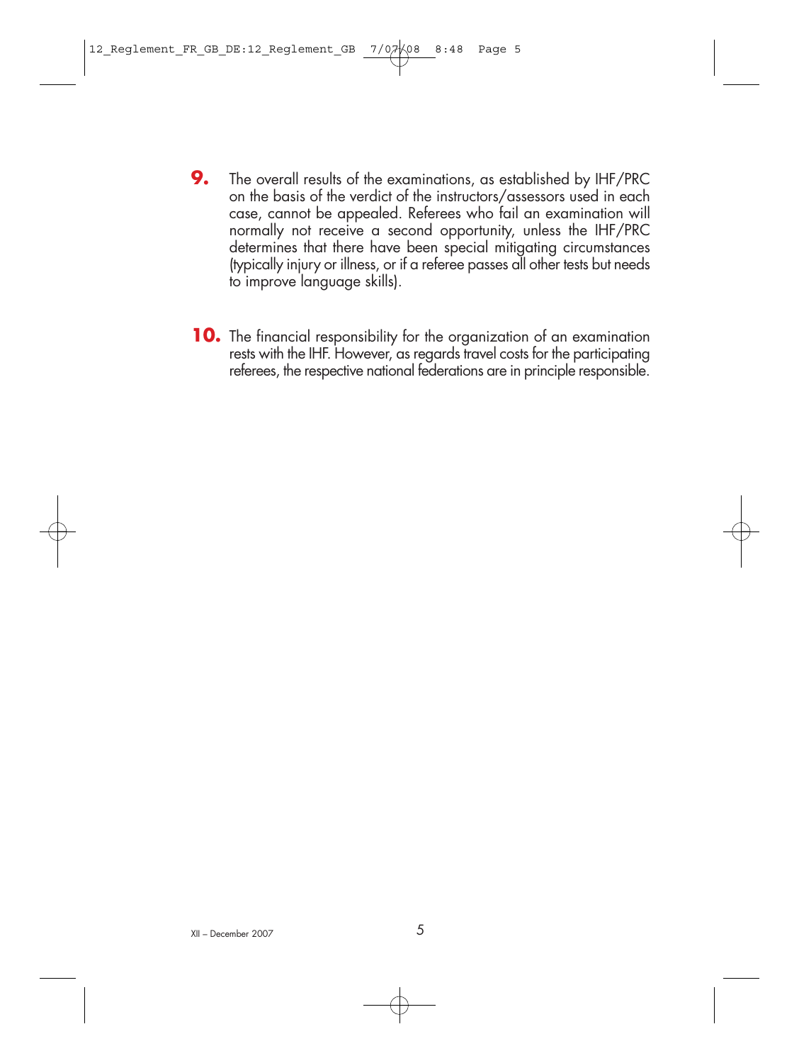**9.** The overall results of the examinations, as established by IHF/PRC on the basis of the verdict of the instructors/assessors used in each case, cannot be appealed. Referees who fail an examination will normally not receive a second opportunity, unless the IHF/PRC determines that there have been special mitigating circumstances (typically injury or illness, or if a referee passes all other tests but needs to improve language skills).

**10.** The financial responsibility for the organization of an examination rests with the IHF. However, as regards travel costs for the participating referees, the respective national federations are in principle responsible.